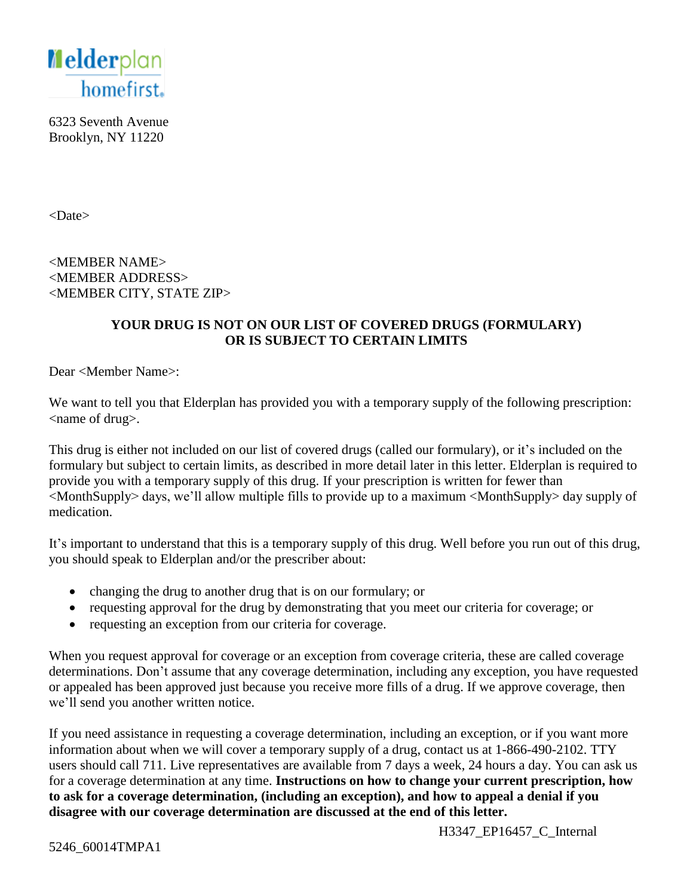elderplan homefirst.

6323 Seventh Avenue
Brooklyn, NY 11220

<Date>

<MEMBER NAME>
<MEMBER ADDRESS>
<MEMBER CITY, STATE ZIP>

**YOUR DRUG IS NOT ON OUR LIST OF COVERED DRUGS (FORMULARY) OR IS SUBJECT TO CERTAIN LIMITS**

Dear <Member Name>:

We want to tell you that Elderplan has provided you with a temporary supply of the following prescription: <name of drug>.

This drug is either not included on our list of covered drugs (called our formulary), or it's included on the formulary but subject to certain limits, as described in more detail later in this letter. Elderplan is required to provide you with a temporary supply of this drug. If your prescription is written for fewer than <MonthSupply> days, we'll allow multiple fills to provide up to a maximum <MonthSupply> day supply of medication.

It's important to understand that this is a temporary supply of this drug. Well before you run out of this drug, you should speak to Elderplan and/or the prescriber about:

- changing the drug to another drug that is on our formulary; or
- requesting approval for the drug by demonstrating that you meet our criteria for coverage; or
- requesting an exception from our criteria for coverage.

When you request approval for coverage or an exception from coverage criteria, these are called coverage determinations. Don't assume that any coverage determination, including any exception, you have requested or appealed has been approved just because you receive more fills of a drug. If we approve coverage, then we'll send you another written notice.

If you need assistance in requesting a coverage determination, including an exception, or if you want more information about when we will cover a temporary supply of a drug, contact us at 1-866-490-2102. TTY users should call 711. Live representatives are available from 7 days a week, 24 hours a day. You can ask us for a coverage determination at any time. **Instructions on how to change your current prescription, how to ask for a coverage determination, (including an exception), and how to appeal a denial if you disagree with our coverage determination are discussed at the end of this letter.**

H3347_EP16457_C_Internal

5246_60014TMPA1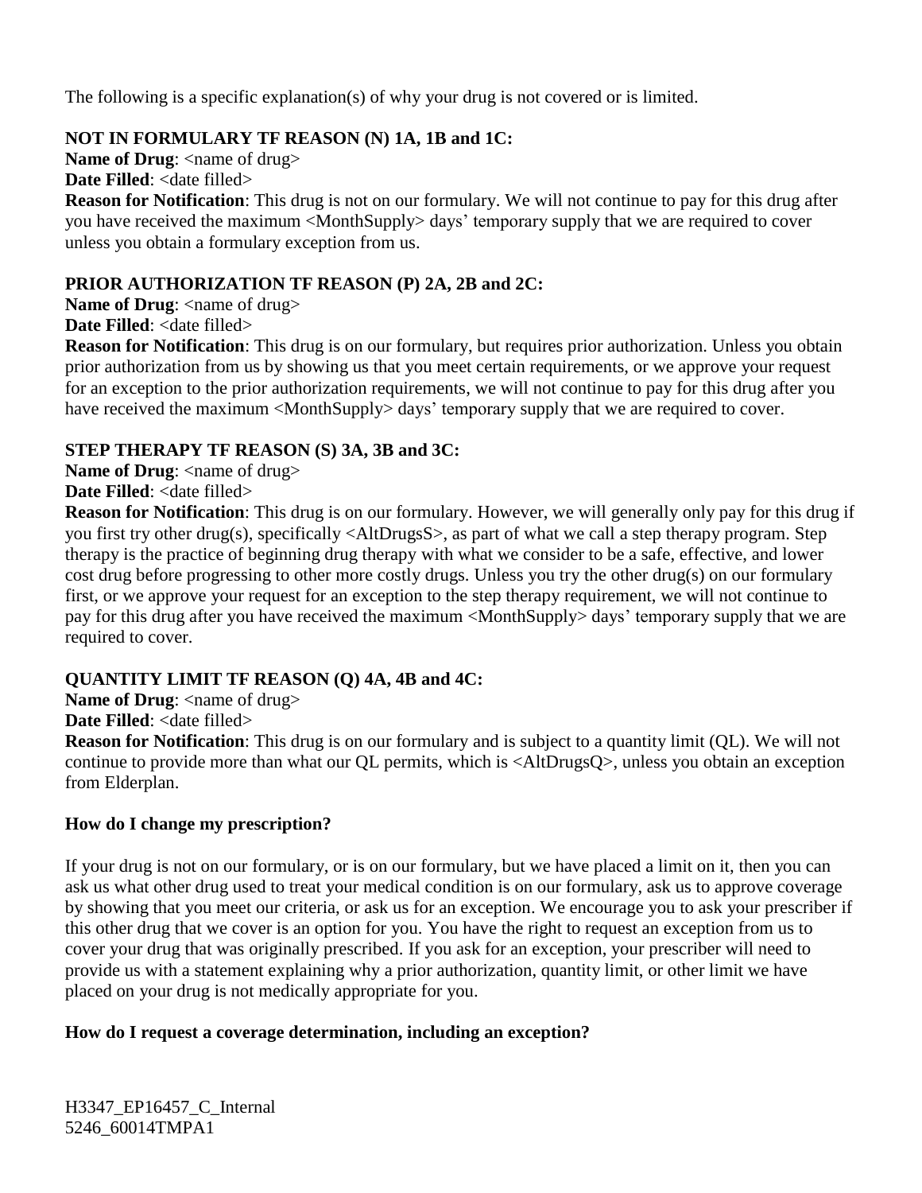The following is a specific explanation(s) of why your drug is not covered or is limited.

**NOT IN FORMULARY TF REASON (N) 1A, 1B and 1C:**

**Name of Drug**: <name of drug>

**Date Filled**: <date filled>

**Reason for Notification**: This drug is not on our formulary. We will not continue to pay for this drug after you have received the maximum <MonthSupply> days' temporary supply that we are required to cover unless you obtain a formulary exception from us.

**PRIOR AUTHORIZATION TF REASON (P) 2A, 2B and 2C:**

**Name of Drug**: <name of drug>

**Date Filled**: <date filled>

**Reason for Notification**: This drug is on our formulary, but requires prior authorization. Unless you obtain prior authorization from us by showing us that you meet certain requirements, or we approve your request for an exception to the prior authorization requirements, we will not continue to pay for this drug after you have received the maximum <MonthSupply> days' temporary supply that we are required to cover.

**STEP THERAPY TF REASON (S) 3A, 3B and 3C:**

**Name of Drug**: <name of drug>

**Date Filled**: <date filled>

**Reason for Notification**: This drug is on our formulary. However, we will generally only pay for this drug if you first try other drug(s), specifically <AltDrugsS>, as part of what we call a step therapy program. Step therapy is the practice of beginning drug therapy with what we consider to be a safe, effective, and lower cost drug before progressing to other more costly drugs. Unless you try the other drug(s) on our formulary first, or we approve your request for an exception to the step therapy requirement, we will not continue to pay for this drug after you have received the maximum <MonthSupply> days' temporary supply that we are required to cover.

**QUANTITY LIMIT TF REASON (Q) 4A, 4B and 4C:**

**Name of Drug**: <name of drug>

**Date Filled**: <date filled>

**Reason for Notification**: This drug is on our formulary and is subject to a quantity limit (QL). We will not continue to provide more than what our QL permits, which is <AltDrugsQ>, unless you obtain an exception from Elderplan.

**How do I change my prescription?**

If your drug is not on our formulary, or is on our formulary, but we have placed a limit on it, then you can ask us what other drug used to treat your medical condition is on our formulary, ask us to approve coverage by showing that you meet our criteria, or ask us for an exception. We encourage you to ask your prescriber if this other drug that we cover is an option for you. You have the right to request an exception from us to cover your drug that was originally prescribed. If you ask for an exception, your prescriber will need to provide us with a statement explaining why a prior authorization, quantity limit, or other limit we have placed on your drug is not medically appropriate for you.

**How do I request a coverage determination, including an exception?**

H3347_EP16457_C_Internal
5246_60014TMPA1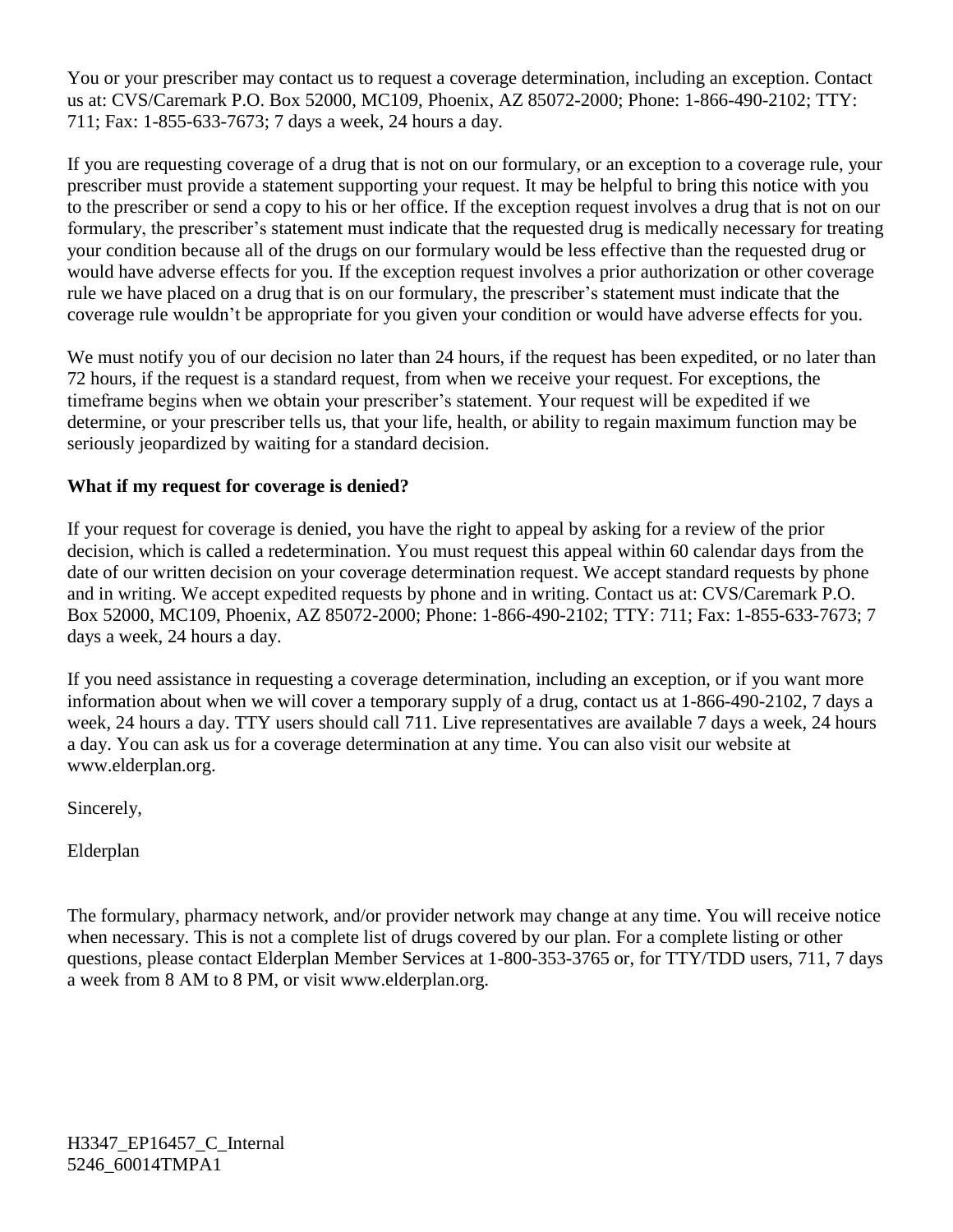You or your prescriber may contact us to request a coverage determination, including an exception. Contact us at: CVS/Caremark P.O. Box 52000, MC109, Phoenix, AZ 85072-2000; Phone: 1-866-490-2102; TTY: 711; Fax: 1-855-633-7673; 7 days a week, 24 hours a day.

If you are requesting coverage of a drug that is not on our formulary, or an exception to a coverage rule, your prescriber must provide a statement supporting your request. It may be helpful to bring this notice with you to the prescriber or send a copy to his or her office. If the exception request involves a drug that is not on our formulary, the prescriber's statement must indicate that the requested drug is medically necessary for treating your condition because all of the drugs on our formulary would be less effective than the requested drug or would have adverse effects for you. If the exception request involves a prior authorization or other coverage rule we have placed on a drug that is on our formulary, the prescriber's statement must indicate that the coverage rule wouldn't be appropriate for you given your condition or would have adverse effects for you.

We must notify you of our decision no later than 24 hours, if the request has been expedited, or no later than 72 hours, if the request is a standard request, from when we receive your request. For exceptions, the timeframe begins when we obtain your prescriber's statement. Your request will be expedited if we determine, or your prescriber tells us, that your life, health, or ability to regain maximum function may be seriously jeopardized by waiting for a standard decision.

**What if my request for coverage is denied?**

If your request for coverage is denied, you have the right to appeal by asking for a review of the prior decision, which is called a redetermination. You must request this appeal within 60 calendar days from the date of our written decision on your coverage determination request. We accept standard requests by phone and in writing. We accept expedited requests by phone and in writing. Contact us at: CVS/Caremark P.O. Box 52000, MC109, Phoenix, AZ 85072-2000; Phone: 1-866-490-2102; TTY: 711; Fax: 1-855-633-7673; 7 days a week, 24 hours a day.

If you need assistance in requesting a coverage determination, including an exception, or if you want more information about when we will cover a temporary supply of a drug, contact us at 1-866-490-2102, 7 days a week, 24 hours a day. TTY users should call 711. Live representatives are available 7 days a week, 24 hours a day. You can ask us for a coverage determination at any time. You can also visit our website at www.elderplan.org.

Sincerely,

Elderplan

The formulary, pharmacy network, and/or provider network may change at any time. You will receive notice when necessary. This is not a complete list of drugs covered by our plan. For a complete listing or other questions, please contact Elderplan Member Services at 1-800-353-3765 or, for TTY/TDD users, 711, 7 days a week from 8 AM to 8 PM, or visit www.elderplan.org.

H3347_EP16457_C_Internal
5246_60014TMPA1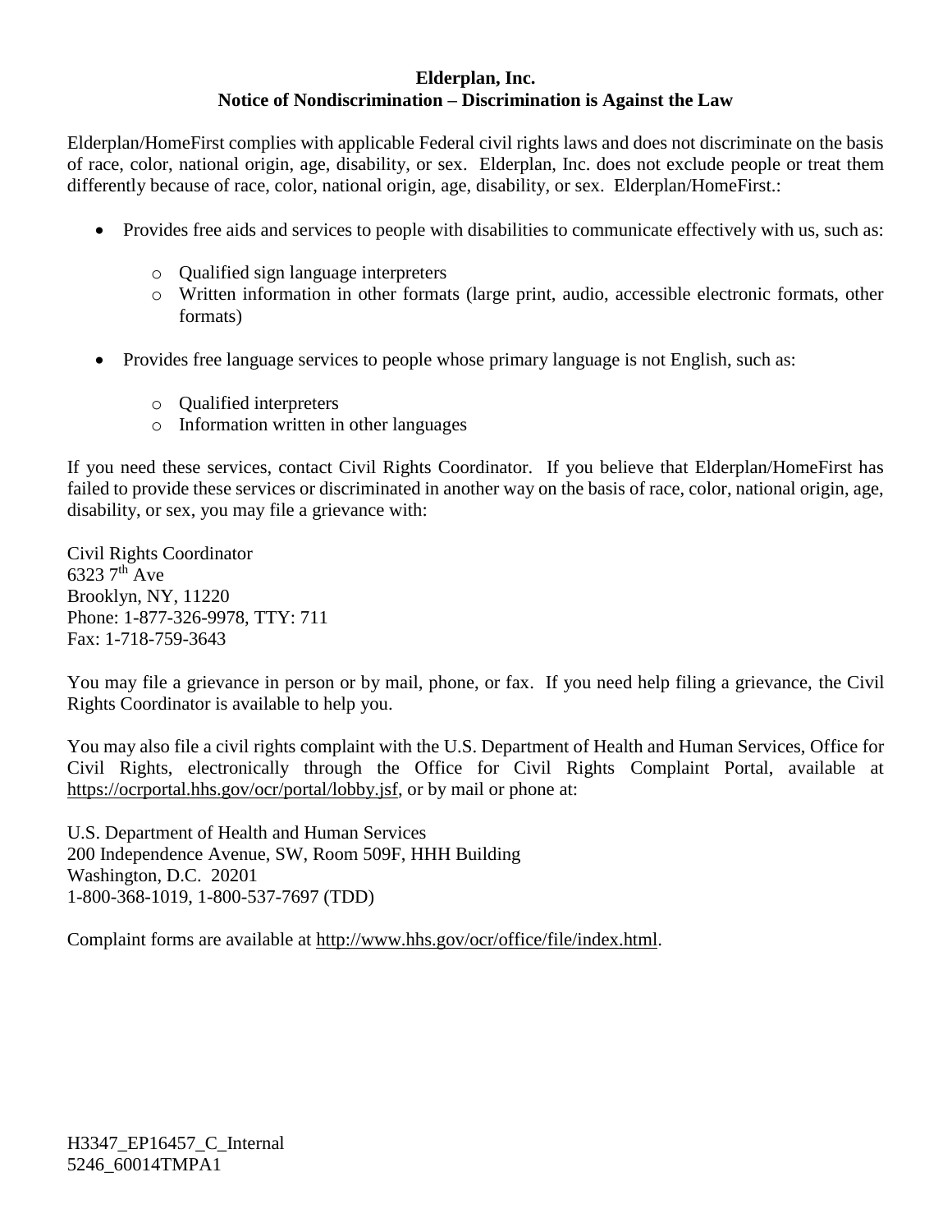**Elderplan, Inc.**
**Notice of Nondiscrimination – Discrimination is Against the Law**

Elderplan/HomeFirst complies with applicable Federal civil rights laws and does not discriminate on the basis of race, color, national origin, age, disability, or sex. Elderplan, Inc. does not exclude people or treat them differently because of race, color, national origin, age, disability, or sex. Elderplan/HomeFirst.:

- Provides free aids and services to people with disabilities to communicate effectively with us, such as:
  - Qualified sign language interpreters
  - Written information in other formats (large print, audio, accessible electronic formats, other formats)
- Provides free language services to people whose primary language is not English, such as:
  - Qualified interpreters
  - Information written in other languages

If you need these services, contact Civil Rights Coordinator. If you believe that Elderplan/HomeFirst has failed to provide these services or discriminated in another way on the basis of race, color, national origin, age, disability, or sex, you may file a grievance with:

Civil Rights Coordinator
6323 7th Ave
Brooklyn, NY, 11220
Phone: 1-877-326-9978, TTY: 711
Fax: 1-718-759-3643

You may file a grievance in person or by mail, phone, or fax. If you need help filing a grievance, the Civil Rights Coordinator is available to help you.

You may also file a civil rights complaint with the U.S. Department of Health and Human Services, Office for Civil Rights, electronically through the Office for Civil Rights Complaint Portal, available at https://ocrportal.hhs.gov/ocr/portal/lobby.jsf, or by mail or phone at:

U.S. Department of Health and Human Services
200 Independence Avenue, SW, Room 509F, HHH Building
Washington, D.C. 20201
1-800-368-1019, 1-800-537-7697 (TDD)

Complaint forms are available at http://www.hhs.gov/ocr/office/file/index.html.

H3347_EP16457_C_Internal
5246_60014TMPA1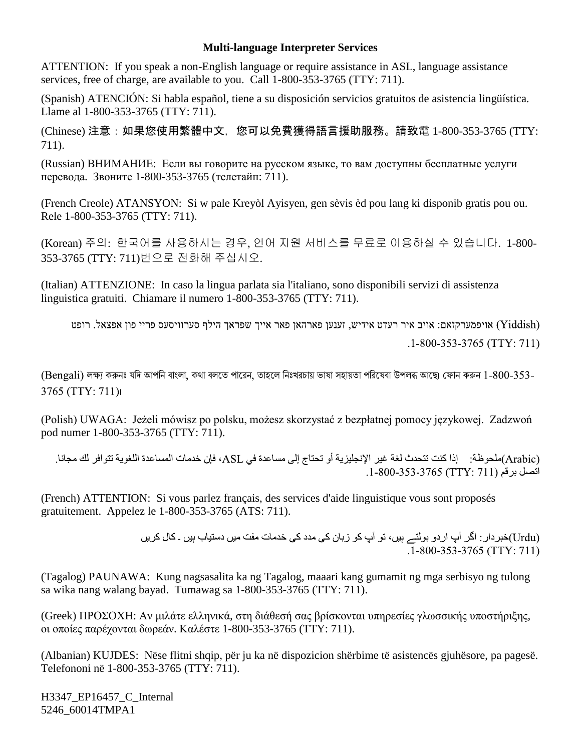**Multi-language Interpreter Services**

ATTENTION: If you speak a non-English language or require assistance in ASL, language assistance services, free of charge, are available to you. Call 1-800-353-3765 (TTY: 711).

(Spanish) ATENCIÓN: Si habla español, tiene a su disposición servicios gratuitos de asistencia lingüística. Llame al 1-800-353-3765 (TTY: 711).

(Chinese) 注意：如果您使用繁體中文，您可以免費獲得語言援助服務。請致電 1-800-353-3765 (TTY: 711).

(Russian) ВНИМАНИЕ: Если вы говорите на русском языке, то вам доступны бесплатные услуги перевода. Звоните 1-800-353-3765 (телетайп: 711).

(French Creole) ATANSYON: Si w pale Kreyòl Ayisyen, gen sèvis èd pou lang ki disponib gratis pou ou. Rele 1-800-353-3765 (TTY: 711).

(Korean) 주의: 한국어를 사용하시는 경우, 언어 지원 서비스를 무료로 이용하실 수 있습니다. 1-800-353-3765 (TTY: 711)번으로 전화해 주십시오.

(Italian) ATTENZIONE: In caso la lingua parlata sia l'italiano, sono disponibili servizi di assistenza linguistica gratuiti. Chiamare il numero 1-800-353-3765 (TTY: 711).

(Yiddish) אויפמערקזאם: אויב איר רעדט אידיש, זענען פארהאן פאר אייך שפראך הילף סערוויסעס פריי פון אפצאל. רופט 1-800-353-3765 (TTY: 711).

(Bengali) লক্ষ্য করুনঃ যদি আপনি বাংলা, কথা বলতে পারেন, তাহলে নিঃখরচায় ভাষা সহায়তা পরিষেবা উপলব্ধ আছে। ফোন করুন 1-800-353-3765 (TTY: 711)।

(Polish) UWAGA: Jeżeli mówisz po polsku, możesz skorzystać z bezpłatnej pomocy językowej. Zadzwoń pod numer 1-800-353-3765 (TTY: 711).

(Arabic)ملحوظة: إذا كنت تتحدث لغة غير الإنجليزية أو تحتاج إلى مساعدة في ASL، فإن خدمات المساعدة اللغوية تتوافر لك مجانا. اتصل برقم 1-800-353-3765 (TTY: 711).

(French) ATTENTION: Si vous parlez français, des services d'aide linguistique vous sont proposés gratuitement. Appelez le 1-800-353-3765 (ATS: 711).

(Urdu)خبردار: اگر آپ اردو بولتے ہیں، تو آپ کو زبان کی مدد کی خدمات مفت میں دستیاب ہیں ۔ کال کریں 1-800-353-3765 (TTY: 711).

(Tagalog) PAUNAWA: Kung nagsasalita ka ng Tagalog, maaari kang gumamit ng mga serbisyo ng tulong sa wika nang walang bayad. Tumawag sa 1-800-353-3765 (TTY: 711).

(Greek) ΠΡΟΣΟΧΗ: Αν μιλάτε ελληνικά, στη διάθεσή σας βρίσκονται υπηρεσίες γλωσσικής υποστήριξης, οι οποίες παρέχονται δωρεάν. Καλέστε 1-800-353-3765 (TTY: 711).

(Albanian) KUJDES: Nëse flitni shqip, për ju ka në dispozicion shërbime të asistencës gjuhësore, pa pagesë. Telefononi në 1-800-353-3765 (TTY: 711).

H3347_EP16457_C_Internal
5246_60014TMPA1